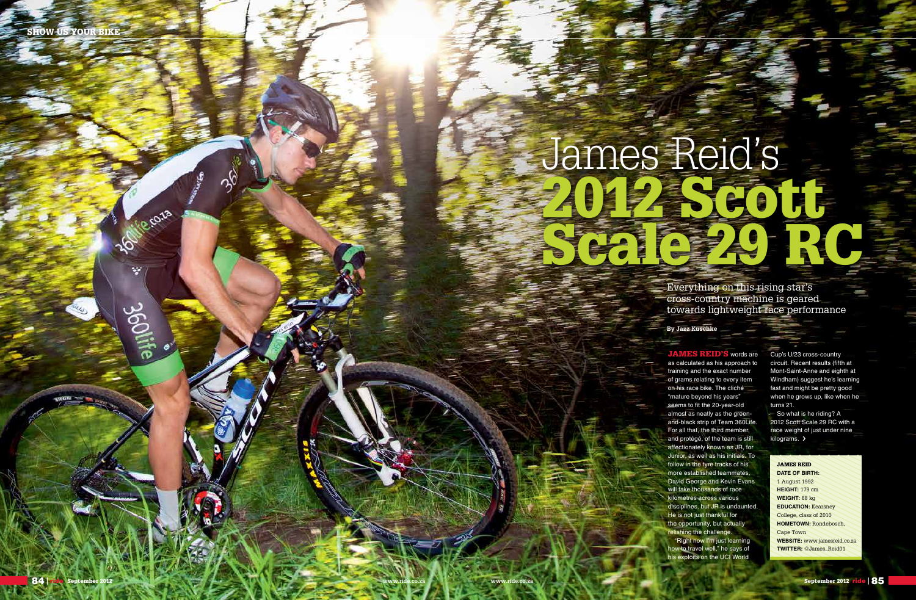# James Reid's 2012 Scott Scale 29 RC

Everything on this rising star's cross-country machine is geared towards lightweight race performance

**By Jazz Kuschke**

**JAMES REID'S** words are as calculated as his approach to training and the exact number of grams relating to every item on his race bike. The cliché "mature beyond his years" seems to fit the 20-year-old almost as neatly as the green-and-black strip of Team 360Life. For all that, the third member, and protégé, of the team is still affectionately known as JR, for Junior, as well as his initials. To follow in the tyre tracks of his more established teammates, David George and Kevin Evans will take thousands of race kilometres across various disciplines, but JR is undaunted. He is not just thankful for the opportunity, but actually relishing the challenge.

"Right now I'm just learning how to travel well," he says of his exploits on the UCI World Cup's U/23 cross-country circuit. Recent results (fifth at Mont-Saint-Anne and eighth at Windham) suggest he's learning fast and might be pretty good when he grows up, like when he turns 21.

So what is he riding? A 2012 Scott Scale 29 RC with a race weight of just under nine kilograms. ›

**JAMES REID**

**DATE OF BIRTH:** 1 August 1992
**HEIGHT:** 179 cm
**WEIGHT:** 68 kg
**EDUCATION:** Kearsney College, class of 2010
**HOMETOWN:** Rondebosch, Cape Town
**WEBSITE:** www.jamesreid.co.za
**TWITTER:** @James_Reid01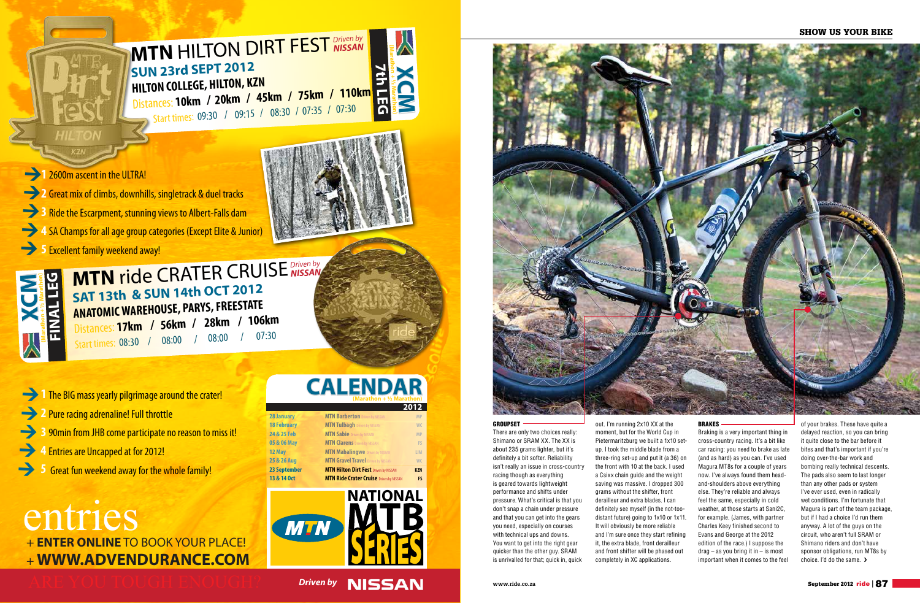# MTN HILTON DIRT FEST *Driven by NISSAN*

**SUN 23rd SEPT 2012**
**HILTON COLLEGE, HILTON, KZN**
Distances: **10km / 20km / 45km / 75km / 110km**
Start times: 09:30 / 09:15 / 08:30 / 07:35 / 07:30

XCM (Marathon + ½ Marathon) 7th LEG

1. 2600m ascent in the ULTRA!
2. Great mix of climbs, downhills, singletrack & duel tracks
3. Ride the Escarpment, stunning views to Albert-Falls dam
4. SA Champs for all age group categories (Except Elite & Junior)
5. Excellent family weekend away!

# MTN ride CRATER CRUISE *Driven by NISSAN*

**SAT 13th & SUN 14th OCT 2012**
**ANATOMIC WAREHOUSE, PARYS, FREESTATE**
Distances: **17km / 56km / 28km / 106km**
Start times: 08:30 / 08:00 / 08:00 / 07:30

XCM (Marathon + ½ Marathon) FINAL LEG

1. The BIG mass yearly pilgrimage around the crater!
2. Pure racing adrenaline! Full throttle
3. 90min from JHB come participate no reason to miss it!
4. Entries are Uncapped at for 2012!
5. Great fun weekend away for the whole family!

## CALENDAR (Marathon + ½ Marathon) 2012

| Date | Event | Province |
|---|---|---|
| 28 January | MTN Barberton Driven by NISSAN | MP |
| 18 February | MTN Tulbagh Driven by NISSAN | WC |
| 24 & 25 Feb | MTN Sabie Driven by NISSAN | MP |
| 05 & 06 May | MTN Clarens Driven by NISSAN | FS |
| 12 May | MTN Mabalingwe Driven by NISSAN | LIM |
| 25 & 26 Aug | MTN Gravel Travel Driven by NISSAN | WC |
| 23 September | MTN Hilton Dirt Fest Driven by NISSAN | KZN |
| 13 & 14 Oct | MTN Ride Crater Cruise Driven by NISSAN | FS |

MTN NATIONAL MTB SERIES

# entries

+ **ENTER ONLINE** TO BOOK YOUR PLACE!
+ **WWW.ADVENDURANCE.COM**

ARE YOU TOUGH ENOUGH?

Driven by NISSAN

---

## SHOW US YOUR BIKE

### GROUPSET

There are only two choices really: Shimano or SRAM XX. The XX is about 235 grams lighter, but it's definitely a bit softer. Reliability isn't really an issue for cross-country racing though as everything is geared towards lightweight performance and shifts under pressure. What's critical is that you don't snap a chain under pressure and that you can get into the gears you need, especially on courses with technical ups and downs. You want to get into the right gear quicker than the other guy. SRAM is unrivalled for that; quick in, quick out. I'm running 2x10 XX at the moment, but for the World Cup in Pietermaritzburg we built a 1x10 set-up. I took the middle blade from a three-ring set-up and put it (a 36) on the front with 10 at the back. I used a Csixx chain guide and the weight saving was massive. I dropped 300 grams without the shifter, front derailleur and extra blades. I can definitely see myself (in the not-too-distant future) going to 1x10 or 1x11. It will obviously be more reliable and I'm sure once they start refining it, the extra blade, front derailleur and front shifter will be phased out completely in XC applications.

### BRAKES

Braking is a very important thing in cross-country racing. It's a bit like car racing: you need to brake as late (and as hard) as you can. I've used Magura MT8s for a couple of years now. I've always found them head-and-shoulders above everything else. They're reliable and always feel the same, especially in cold weather, at those starts at Sani2C, for example. (James, with partner Charles Keey finished second to Evans and George at the 2012 edition of the race.) I suppose the drag – as you bring it in – is most important when it comes to the feel of your brakes. These have quite a delayed reaction, so you can bring it quite close to the bar before it bites and that's important if you're doing over-the-bar work and bombing really technical descents. The pads also seem to last longer than any other pads or system I've ever used, even in radically wet conditions. I'm fortunate that Magura is part of the team package, but if I had a choice I'd run them anyway. A lot of the guys on the circuit, who aren't full SRAM or Shimano riders and don't have sponsor obligations, run MT8s by choice. I'd do the same. ›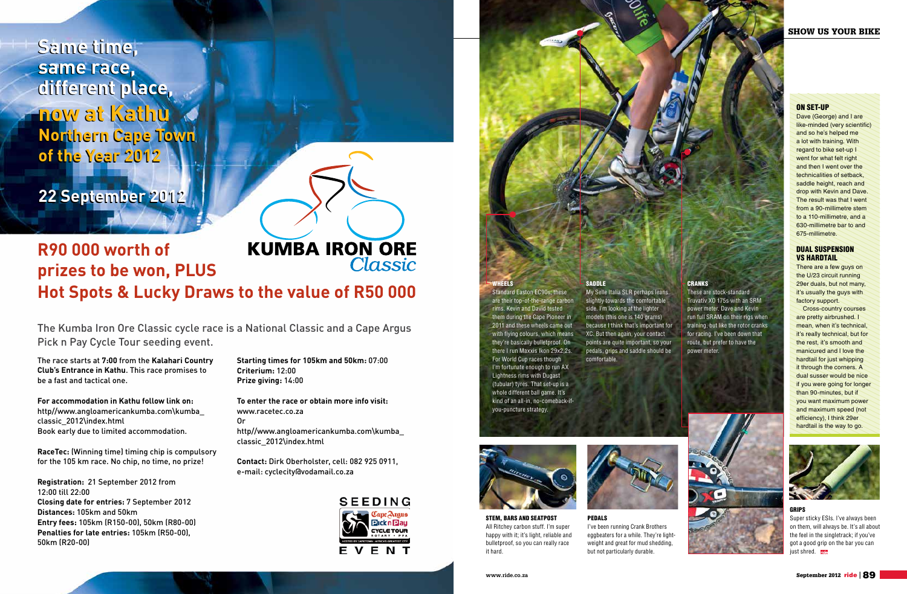# Same time, same race, different place, now at Kathu

## Northern Cape Town of the Year 2012

## 22 September 2012

KUMBA IRON ORE *Classic*

## R90 000 worth of prizes to be won, PLUS Hot Spots & Lucky Draws to the value of R50 000

The Kumba Iron Ore Classic cycle race is a National Classic and a Cape Argus Pick n Pay Cycle Tour seeding event.

The race starts at **7:00** from the **Kalahari Country Club's Entrance in Kathu.** This race promises to be a fast and tactical one.

**For accommodation in Kathu follow link on:**
http//www.angloamericankumba.com\kumba_classic_2012\index.html
Book early due to limited accommodation.

**RaceTec:** (Winning time) timing chip is compulsory for the 105 km race. No chip, no time, no prize!

**Registration:** 21 September 2012 from 12:00 till 22:00
**Closing date for entries:** 7 September 2012
**Distances:** 105km and 50km
**Entry fees:** 105km (R150-00), 50km (R80-00)
**Penalties for late entries:** 105km (R50-00), 50km (R20-00)

**Starting times for 105km and 50km:** 07:00
**Criterium:** 12:00
**Prize giving:** 14:00

**To enter the race or obtain more info visit:**
www.racetec.co.za
Or
http//www.angloamericankumba.com\kumba_classic_2012\index.html

**Contact:** Dirk Oberholster, cell: 082 925 0911, e-mail: cyclecity@vodamail.co.za

SEEDING EVENT — Cape Argus Pick n Pay Cycle Tour

## SHOW US YOUR BIKE

### WHEELS

Standard Easton EC90s; these are their top-of-the-range carbon rims. Kevin and David tested them during the Cape Pioneer in 2011 and these wheels came out with flying colours, which means they're basically bulletproof. On there I run Maxxis Ikon 29x2.2s. For World Cup races though I'm fortunate enough to run AX Lightness rims with Dugast (tubular) tyres. That set-up is a whole different ball game. It's kind of an all-in, no-comeback-if-you-puncture strategy.

### SADDLE

My Selle Italia SLR perhaps leans slightly towards the comfortable side. I'm looking at the lighter models (this one is 140 grams) because I think that's important for XC. But then again, your contact points are quite important, so your pedals, grips and saddle should be comfortable.

### CRANKS

These are stock-standard Truvativ XO 175s with an SRM power meter. Dave and Kevin run full SRAM on their rigs when training, but like the rotor cranks for racing. I've been down that route, but prefer to have the power meter.

### ON SET-UP

Dave (George) and I are like-minded (very scientific) and so he's helped me a lot with training. With regard to bike set-up I went for what felt right and then I went over the technicalities of setback, saddle height, reach and drop with Kevin and Dave. The result was that I went from a 90-millimetre stem to a 110-millimetre, and a 630-millimetre bar to and 675-millimetre.

### DUAL SUSPENSION VS HARDTAIL

There are a few guys on the U/23 circuit running 29er duals, but not many, it's usually the guys with factory support.

Cross-country courses are pretty airbrushed. I mean, when it's technical, it's really technical, but for the rest, it's smooth and manicured and I love the hardtail for just whipping it through the corners. A dual susser would be nice if you were going for longer than 90-minutes, but if you want maximum power and maximum speed (not efficiency), I think 29er hardtail is the way to go.

### STEM, BARS AND SEATPOST

All Ritchey carbon stuff. I'm super happy with it; it's light, reliable and bulletproof, so you can really race it hard.

### PEDALS

I've been running Crank Brothers eggbeaters for a while. They're light-weight and great for mud shedding, but not particularly durable.

### GRIPS

Super sticky ESIs. I've always been on them, will always be. It's all about the feel in the singletrack; if you've got a good grip on the bar you can just shred.